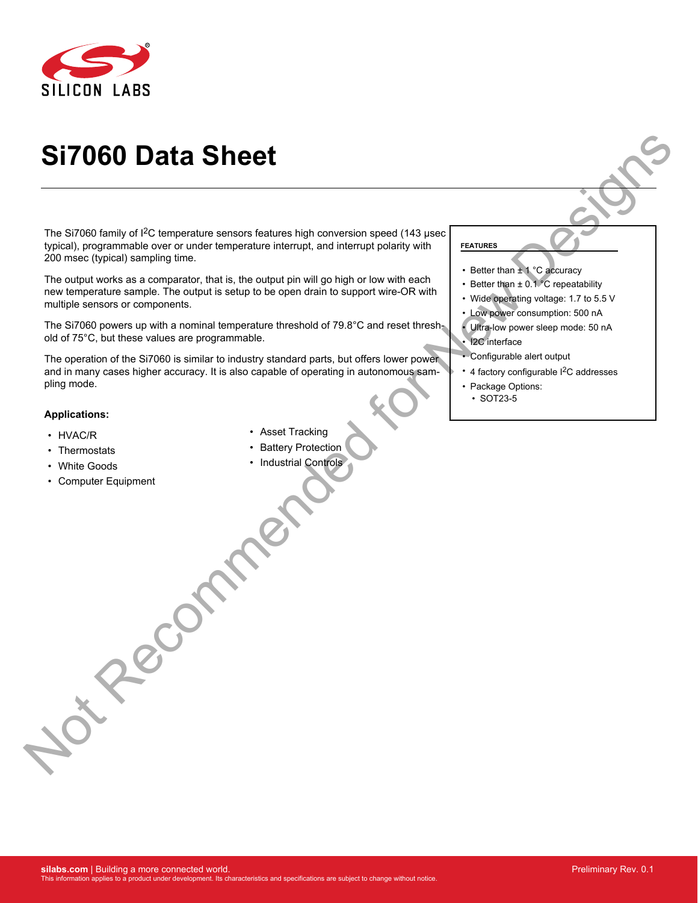# Si7060 Data Sheet

The Si7060 family of I2C temperature sensors features high conversion speed (143 µsec typical), programmable over or under temperature interrupt, and interrupt polarity with 200 msec (typical) sampling time.

The output works as a comparator, that is, the output pin will go high or low with each new temperature sample. The output is setup to be open drain to support wire-OR with multiple sensors or components.

The Si7060 powers up with a nominal temperature threshold of 79.8°C and reset threshold of 75°C, but these values are programmable.

The operation of the Si7060 is similar to industry standard parts, but offers lower power and in many cases higher accuracy. It is also capable of operating in autonomous sampling mode.

**Applications:**

- HVAC/R
- Thermostats
- White Goods
- Computer Equipment
- Asset Tracking
- Battery Protection
- Industrial Controls

**FEATURES**

- Better than ± 1 °C accuracy
- Better than ± 0.1 °C repeatability
- Wide operating voltage: 1.7 to 5.5 V
- Low power consumption: 500 nA
- Ultra-low power sleep mode: 50 nA
- I2C interface
- Configurable alert output
- 4 factory configurable I2C addresses
- Package Options:
  - SOT23-5

Not Recommended for New Designs

**silabs.com** | Building a more connected world.
This information applies to a product under development. Its characteristics and specifications are subject to change without notice.

Preliminary Rev. 0.1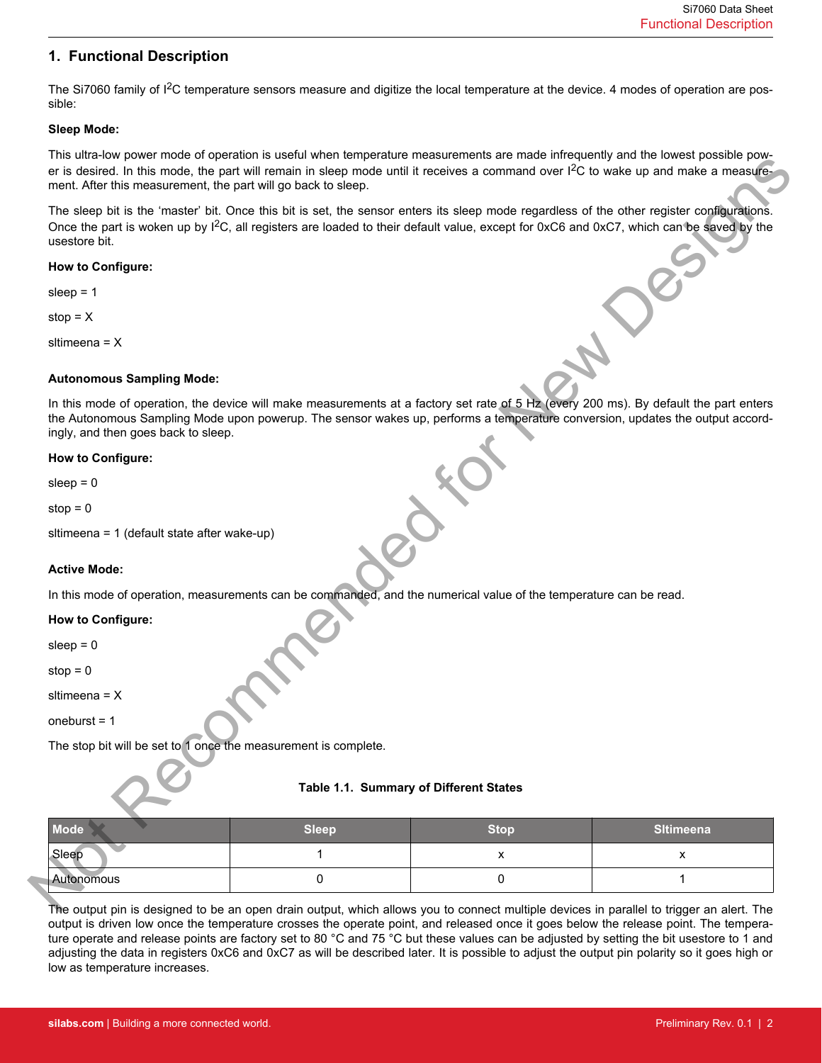## 1. Functional Description

The Si7060 family of $I^2C$ temperature sensors measure and digitize the local temperature at the device. 4 modes of operation are possible:

**Sleep Mode:**

This ultra-low power mode of operation is useful when temperature measurements are made infrequently and the lowest possible power is desired. In this mode, the part will remain in sleep mode until it receives a command over $I^2C$ to wake up and make a measurement. After this measurement, the part will go back to sleep.

The sleep bit is the 'master' bit. Once this bit is set, the sensor enters its sleep mode regardless of the other register configurations. Once the part is woken up by $I^2C$, all registers are loaded to their default value, except for 0xC6 and 0xC7, which can be saved by the usestore bit.

**How to Configure:**

sleep = 1

stop = X

sltimeena = X

**Autonomous Sampling Mode:**

In this mode of operation, the device will make measurements at a factory set rate of 5 Hz (every 200 ms). By default the part enters the Autonomous Sampling Mode upon powerup. The sensor wakes up, performs a temperature conversion, updates the output accordingly, and then goes back to sleep.

**How to Configure:**

sleep = 0

stop = 0

sltimeena = 1 (default state after wake-up)

**Active Mode:**

In this mode of operation, measurements can be commanded, and the numerical value of the temperature can be read.

**How to Configure:**

sleep = 0

stop = 0

sltimeena = X

oneburst = 1

The stop bit will be set to 1 once the measurement is complete.

**Table 1.1. Summary of Different States**

| Mode | Sleep | Stop | Sltimeena |
| --- | --- | --- | --- |
| Sleep | 1 | x | x |
| Autonomous | 0 | 0 | 1 |

The output pin is designed to be an open drain output, which allows you to connect multiple devices in parallel to trigger an alert. The output is driven low once the temperature crosses the operate point, and released once it goes below the release point. The temperature operate and release points are factory set to 80 °C and 75 °C but these values can be adjusted by setting the bit usestore to 1 and adjusting the data in registers 0xC6 and 0xC7 as will be described later. It is possible to adjust the output pin polarity so it goes high or low as temperature increases.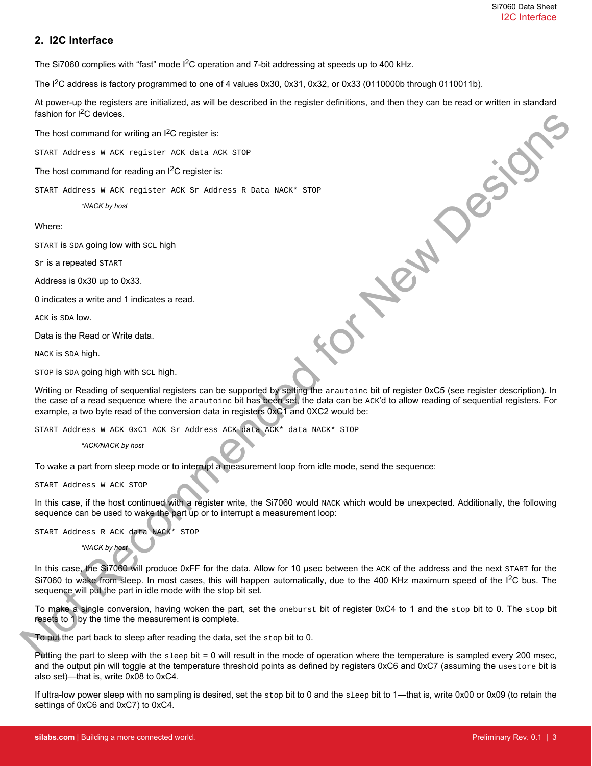## 2. I2C Interface

The Si7060 complies with “fast” mode I$^2$C operation and 7-bit addressing at speeds up to 400 kHz.

The I$^2$C address is factory programmed to one of 4 values 0x30, 0x31, 0x32, or 0x33 (0110000b through 0110011b).

At power-up the registers are initialized, as will be described in the register definitions, and then they can be read or written in standard fashion for I$^2$C devices.

The host command for writing an I$^2$C register is:

```
START Address W ACK register ACK data ACK STOP
```

The host command for reading an I$^2$C register is:

```
START Address W ACK register ACK Sr Address R Data NACK* STOP
```

*\*NACK by host*

Where:

START is SDA going low with SCL high

Sr is a repeated START

Address is 0x30 up to 0x33.

0 indicates a write and 1 indicates a read.

ACK is SDA low.

Data is the Read or Write data.

NACK is SDA high.

STOP is SDA going high with SCL high.

Writing or Reading of sequential registers can be supported by setting the arautoinc bit of register 0xC5 (see register description). In the case of a read sequence where the arautoinc bit has been set, the data can be ACK'd to allow reading of sequential registers. For example, a two byte read of the conversion data in registers 0xC1 and 0XC2 would be:

```
START Address W ACK 0xC1 ACK Sr Address ACK data ACK* data NACK* STOP
```

*\*ACK/NACK by host*

To wake a part from sleep mode or to interrupt a measurement loop from idle mode, send the sequence:

```
START Address W ACK STOP
```

In this case, if the host continued with a register write, the Si7060 would NACK which would be unexpected. Additionally, the following sequence can be used to wake the part up or to interrupt a measurement loop:

```
START Address R ACK data NACK* STOP
```

*\*NACK by host*

In this case, the Si7060 will produce 0xFF for the data. Allow for 10 µsec between the ACK of the address and the next START for the Si7060 to wake from sleep. In most cases, this will happen automatically, due to the 400 KHz maximum speed of the I$^2$C bus. The sequence will put the part in idle mode with the stop bit set.

To make a single conversion, having woken the part, set the oneburst bit of register 0xC4 to 1 and the stop bit to 0. The stop bit resets to 1 by the time the measurement is complete.

To put the part back to sleep after reading the data, set the stop bit to 0.

Putting the part to sleep with the sleep bit = 0 will result in the mode of operation where the temperature is sampled every 200 msec, and the output pin will toggle at the temperature threshold points as defined by registers 0xC6 and 0xC7 (assuming the usestore bit is also set)—that is, write 0x08 to 0xC4.

If ultra-low power sleep with no sampling is desired, set the stop bit to 0 and the sleep bit to 1—that is, write 0x00 or 0x09 (to retain the settings of 0xC6 and 0xC7) to 0xC4.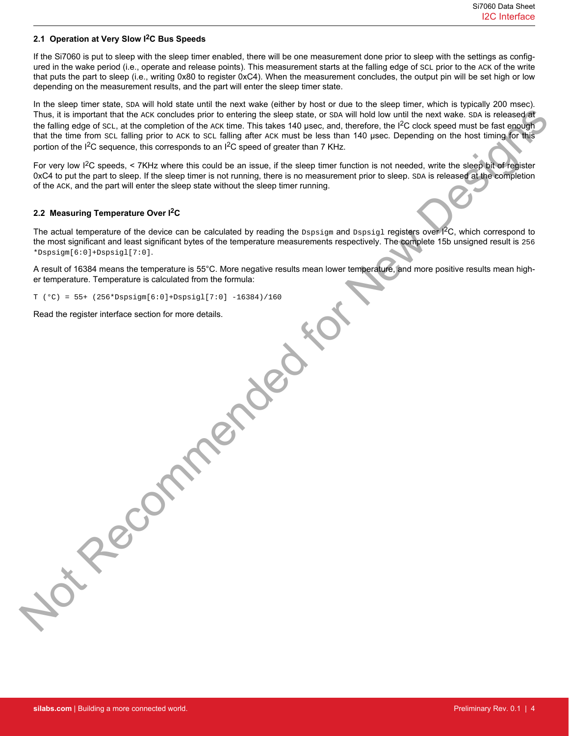### 2.1 Operation at Very Slow I²C Bus Speeds

If the Si7060 is put to sleep with the sleep timer enabled, there will be one measurement done prior to sleep with the settings as configured in the wake period (i.e., operate and release points). This measurement starts at the falling edge of SCL prior to the ACK of the write that puts the part to sleep (i.e., writing 0x80 to register 0xC4). When the measurement concludes, the output pin will be set high or low depending on the measurement results, and the part will enter the sleep timer state.

In the sleep timer state, SDA will hold state until the next wake (either by host or due to the sleep timer, which is typically 200 msec). Thus, it is important that the ACK concludes prior to entering the sleep state, or SDA will hold low until the next wake. SDA is released at the falling edge of SCL, at the completion of the ACK time. This takes 140 µsec, and, therefore, the I²C clock speed must be fast enough that the time from SCL falling prior to ACK to SCL falling after ACK must be less than 140 µsec. Depending on the host timing for this portion of the I²C sequence, this corresponds to an I²C speed of greater than 7 KHz.

For very low I²C speeds, < 7KHz where this could be an issue, if the sleep timer function is not needed, write the sleep bit of register 0xC4 to put the part to sleep. If the sleep timer is not running, there is no measurement prior to sleep. SDA is released at the completion of the ACK, and the part will enter the sleep state without the sleep timer running.

### 2.2 Measuring Temperature Over I²C

The actual temperature of the device can be calculated by reading the Dspsigm and Dspsigl registers over I²C, which correspond to the most significant and least significant bytes of the temperature measurements respectively. The complete 15b unsigned result is 256 *Dspsigm[6:0]+Dspsigl[7:0].

A result of 16384 means the temperature is 55°C. More negative results mean lower temperature, and more positive results mean higher temperature. Temperature is calculated from the formula:

```
T (°C) = 55+ (256*Dspsigm[6:0]+Dspsigl[7:0] -16384)/160
```

Read the register interface section for more details.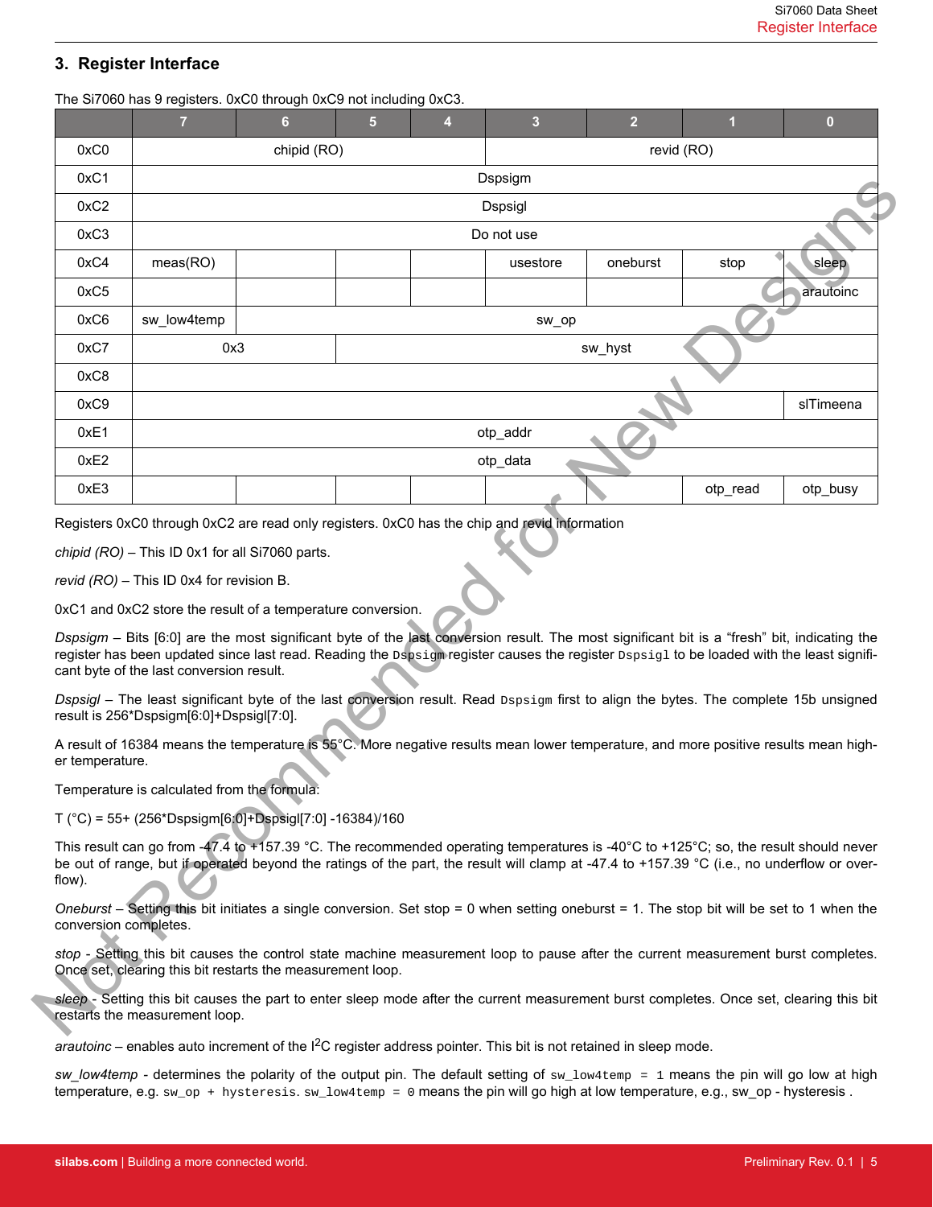## 3. Register Interface

The Si7060 has 9 registers. 0xC0 through 0xC9 not including 0xC3.

| | 7 | 6 | 5 | 4 | 3 | 2 | 1 | 0 |
|---|---|---|---|---|---|---|---|---|
| 0xC0 | chipid (RO) | | | | revid (RO) | | | |
| 0xC1 | Dspsigm | | | | | | | |
| 0xC2 | Dspsigl | | | | | | | |
| 0xC3 | Do not use | | | | | | | |
| 0xC4 | meas(RO) | | | | usestore | oneburst | stop | sleep |
| 0xC5 | | | | | | | | arautoinc |
| 0xC6 | sw_low4temp | sw_op | | | | | | |
| 0xC7 | 0x3 | | sw_hyst | | | | | |
| 0xC8 | | | | | | | | |
| 0xC9 | | | | | | | | slTimeena |
| 0xE1 | otp_addr | | | | | | | |
| 0xE2 | otp_data | | | | | | | |
| 0xE3 | | | | | | | otp_read | otp_busy |

Registers 0xC0 through 0xC2 are read only registers. 0xC0 has the chip and revid information

*chipid (RO)* – This ID 0x1 for all Si7060 parts.

*revid (RO)* – This ID 0x4 for revision B.

0xC1 and 0xC2 store the result of a temperature conversion.

*Dspsigm* – Bits [6:0] are the most significant byte of the last conversion result. The most significant bit is a “fresh” bit, indicating the register has been updated since last read. Reading the `Dspsigm` register causes the register `Dspsigl` to be loaded with the least significant byte of the last conversion result.

*Dspsigl* – The least significant byte of the last conversion result. Read `Dspsigm` first to align the bytes. The complete 15b unsigned result is 256*Dspsigm[6:0]+Dspsigl[7:0].

A result of 16384 means the temperature is 55°C. More negative results mean lower temperature, and more positive results mean higher temperature.

Temperature is calculated from the formula:

T (°C) = 55+ (256*Dspsigm[6:0]+Dspsigl[7:0] -16384)/160

This result can go from -47.4 to +157.39 °C. The recommended operating temperatures is -40°C to +125°C; so, the result should never be out of range, but if operated beyond the ratings of the part, the result will clamp at -47.4 to +157.39 °C (i.e., no underflow or overflow).

*Oneburst* – Setting this bit initiates a single conversion. Set stop = 0 when setting oneburst = 1. The stop bit will be set to 1 when the conversion completes.

*stop* - Setting this bit causes the control state machine measurement loop to pause after the current measurement burst completes. Once set, clearing this bit restarts the measurement loop.

*sleep* - Setting this bit causes the part to enter sleep mode after the current measurement burst completes. Once set, clearing this bit restarts the measurement loop.

*arautoinc* – enables auto increment of the I²C register address pointer. This bit is not retained in sleep mode.

*sw_low4temp* - determines the polarity of the output pin. The default setting of `sw_low4temp = 1` means the pin will go low at high temperature, e.g. `sw_op + hysteresis`. `sw_low4temp = 0` means the pin will go high at low temperature, e.g., sw_op - hysteresis .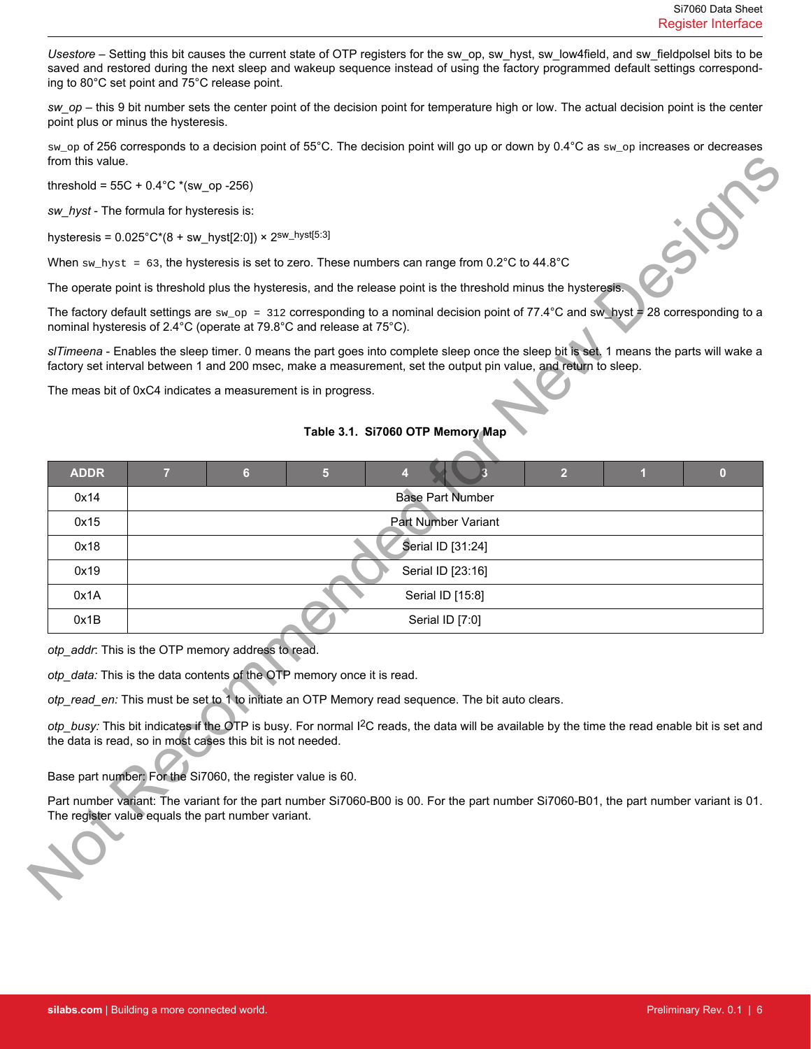*Usestore* – Setting this bit causes the current state of OTP registers for the sw_op, sw_hyst, sw_low4field, and sw_fieldpolsel bits to be saved and restored during the next sleep and wakeup sequence instead of using the factory programmed default settings corresponding to 80°C set point and 75°C release point.

*sw_op* – this 9 bit number sets the center point of the decision point for temperature high or low. The actual decision point is the center point plus or minus the hysteresis.

`sw_op` of 256 corresponds to a decision point of 55°C. The decision point will go up or down by 0.4°C as `sw_op` increases or decreases from this value.

threshold = 55C + 0.4°C *(sw_op -256)

*sw_hyst* - The formula for hysteresis is:

hysteresis = 0.025°C*(8 + sw_hyst[2:0]) × $2^{sw\_hyst[5:3]}$

When `sw_hyst = 63`, the hysteresis is set to zero. These numbers can range from 0.2°C to 44.8°C

The operate point is threshold plus the hysteresis, and the release point is the threshold minus the hysteresis.

The factory default settings are `sw_op = 312` corresponding to a nominal decision point of 77.4°C and sw_hyst = 28 corresponding to a nominal hysteresis of 2.4°C (operate at 79.8°C and release at 75°C).

*slTimeena* - Enables the sleep timer. 0 means the part goes into complete sleep once the sleep bit is set. 1 means the parts will wake a factory set interval between 1 and 200 msec, make a measurement, set the output pin value, and return to sleep.

The meas bit of 0xC4 indicates a measurement is in progress.

**Table 3.1. Si7060 OTP Memory Map**

| ADDR | 7 | 6 | 5 | 4 | 3 | 2 | 1 | 0 |
|---|---|---|---|---|---|---|---|---|
| 0x14 | Base Part Number | | | | | | | |
| 0x15 | Part Number Variant | | | | | | | |
| 0x18 | Serial ID [31:24] | | | | | | | |
| 0x19 | Serial ID [23:16] | | | | | | | |
| 0x1A | Serial ID [15:8] | | | | | | | |
| 0x1B | Serial ID [7:0] | | | | | | | |

*otp_addr*: This is the OTP memory address to read.

*otp_data:* This is the data contents of the OTP memory once it is read.

*otp_read_en:* This must be set to 1 to initiate an OTP Memory read sequence. The bit auto clears.

*otp_busy:* This bit indicates if the OTP is busy. For normal I²C reads, the data will be available by the time the read enable bit is set and the data is read, so in most cases this bit is not needed.

Base part number: For the Si7060, the register value is 60.

Part number variant: The variant for the part number Si7060-B00 is 00. For the part number Si7060-B01, the part number variant is 01. The register value equals the part number variant.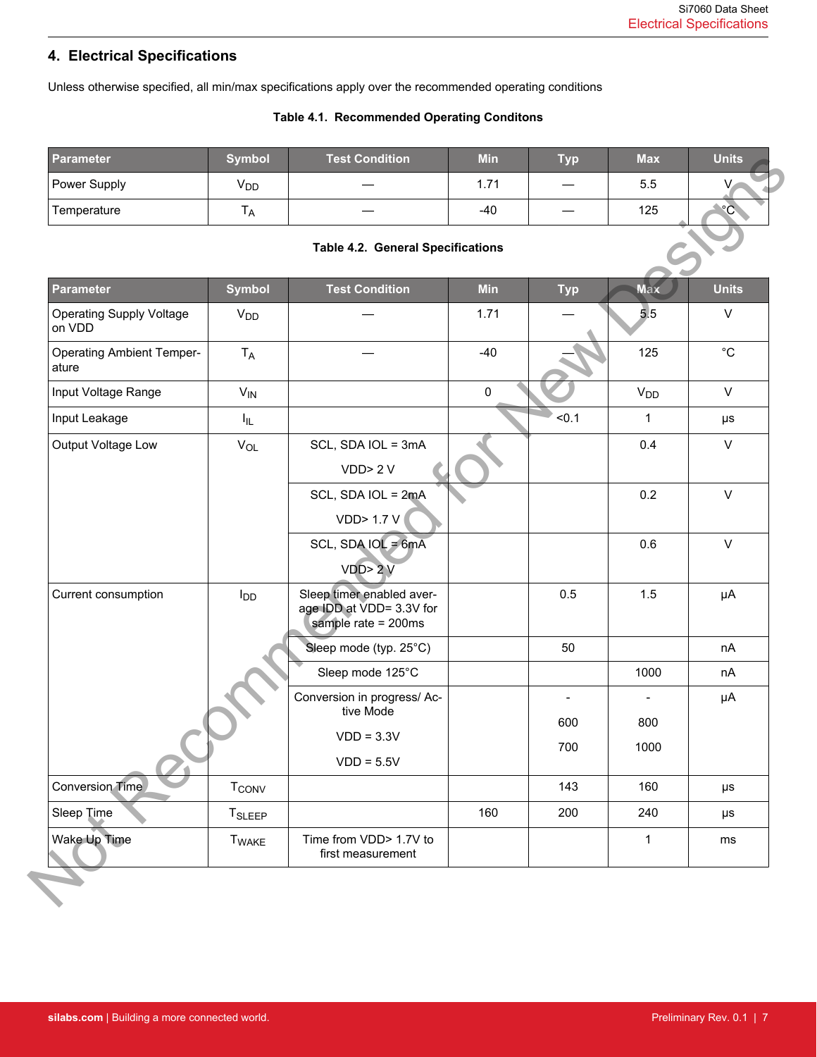## 4. Electrical Specifications

Unless otherwise specified, all min/max specifications apply over the recommended operating conditions

**Table 4.1. Recommended Operating Conditons**

| Parameter | Symbol | Test Condition | Min | Typ | Max | Units |
|---|---|---|---|---|---|---|
| Power Supply | $V_{DD}$ | — | 1.71 | — | 5.5 | V |
| Temperature | $T_A$ | — | -40 | — | 125 | °C |

**Table 4.2. General Specifications**

| Parameter | Symbol | Test Condition | Min | Typ | Max | Units |
|---|---|---|---|---|---|---|
| Operating Supply Voltage on VDD | $V_{DD}$ | — | 1.71 | — | 5.5 | V |
| Operating Ambient Temperature | $T_A$ | — | -40 | — | 125 | °C |
| Input Voltage Range | $V_{IN}$ | | 0 | | $V_{DD}$ | V |
| Input Leakage | $I_{IL}$ | | | <0.1 | 1 | µs |
| Output Voltage Low | $V_{OL}$ | SCL, SDA IOL = 3mA VDD> 2 V | | | 0.4 | V |
| | | SCL, SDA IOL = 2mA VDD> 1.7 V | | | 0.2 | V |
| | | SCL, SDA IOL = 6mA VDD> 2 V | | | 0.6 | V |
| Current consumption | $I_{DD}$ | Sleep timer enabled average IDD at VDD= 3.3V for sample rate = 200ms | | 0.5 | 1.5 | µA |
| | | Sleep mode (typ. 25°C) | | 50 | | nA |
| | | Sleep mode 125°C | | | 1000 | nA |
| | | Conversion in progress/ Active Mode | | - | - | µA |
| | | VDD = 3.3V | | 600 | 800 | |
| | | VDD = 5.5V | | 700 | 1000 | |
| Conversion Time | $T_{CONV}$ | | | 143 | 160 | µs |
| Sleep Time | $T_{SLEEP}$ | | 160 | 200 | 240 | µs |
| Wake Up Time | $T_{WAKE}$ | Time from VDD> 1.7V to first measurement | | | 1 | ms |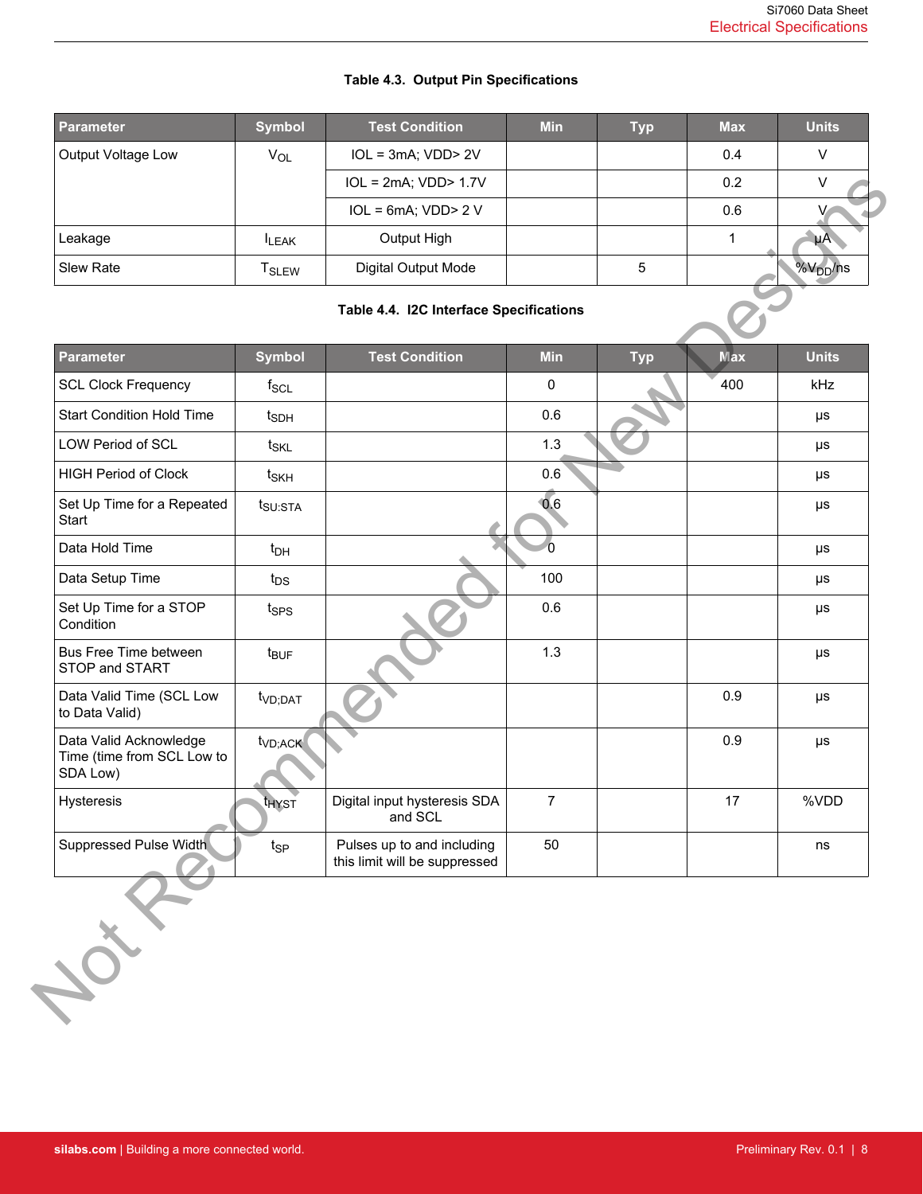**Table 4.3. Output Pin Specifications**

| Parameter | Symbol | Test Condition | Min | Typ | Max | Units |
|---|---|---|---|---|---|---|
| Output Voltage Low | $V_{OL}$ | IOL = 3mA; VDD> 2V | | | 0.4 | V |
| | | IOL = 2mA; VDD> 1.7V | | | 0.2 | V |
| | | IOL = 6mA; VDD> 2 V | | | 0.6 | V |
| Leakage | $I_{LEAK}$ | Output High | | | 1 | µA |
| Slew Rate | $T_{SLEW}$ | Digital Output Mode | | 5 | | $\%V_{DD}$/ns |

**Table 4.4. I2C Interface Specifications**

| Parameter | Symbol | Test Condition | Min | Typ | Max | Units |
|---|---|---|---|---|---|---|
| SCL Clock Frequency | $f_{SCL}$ | | 0 | | 400 | kHz |
| Start Condition Hold Time | $t_{SDH}$ | | 0.6 | | | µs |
| LOW Period of SCL | $t_{SKL}$ | | 1.3 | | | µs |
| HIGH Period of Clock | $t_{SKH}$ | | 0.6 | | | µs |
| Set Up Time for a Repeated Start | $t_{SU:STA}$ | | 0.6 | | | µs |
| Data Hold Time | $t_{DH}$ | | 0 | | | µs |
| Data Setup Time | $t_{DS}$ | | 100 | | | µs |
| Set Up Time for a STOP Condition | $t_{SPS}$ | | 0.6 | | | µs |
| Bus Free Time between STOP and START | $t_{BUF}$ | | 1.3 | | | µs |
| Data Valid Time (SCL Low to Data Valid) | $t_{VD;DAT}$ | | | | 0.9 | µs |
| Data Valid Acknowledge Time (time from SCL Low to SDA Low) | $t_{VD;ACK}$ | | | | 0.9 | µs |
| Hysteresis | $t_{HYST}$ | Digital input hysteresis SDA and SCL | 7 | | 17 | %VDD |
| Suppressed Pulse Width | $t_{SP}$ | Pulses up to and including this limit will be suppressed | 50 | | | ns |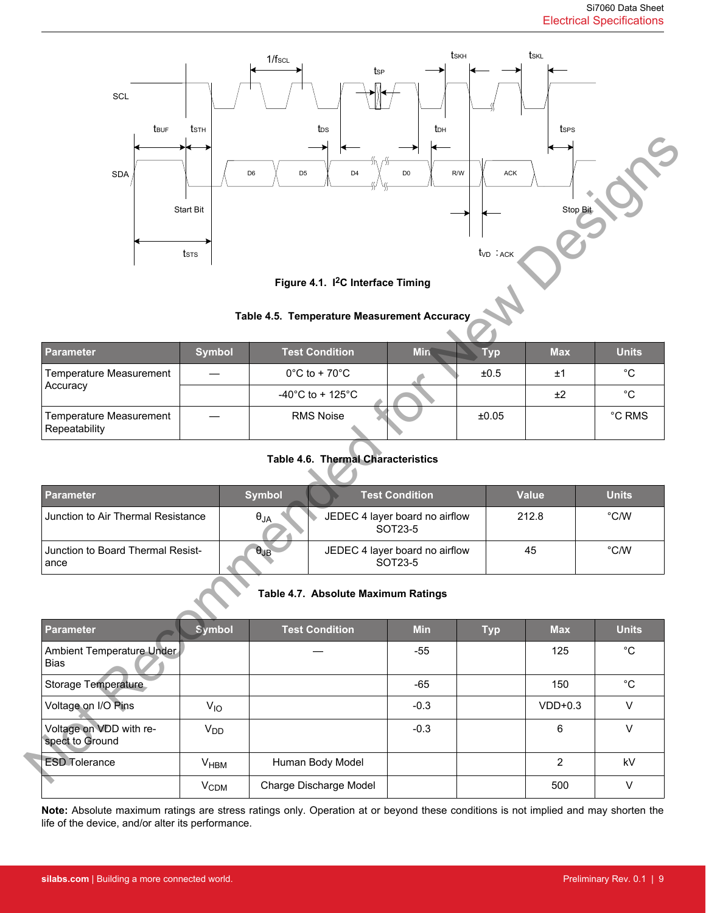Figure 4.1. I²C Interface Timing

**Table 4.5. Temperature Measurement Accuracy**

| Parameter | Symbol | Test Condition | Min | Typ | Max | Units |
|---|---|---|---|---|---|---|
| Temperature Measurement Accuracy | — | 0°C to + 70°C | | ±0.5 | ±1 | °C |
| | | -40°C to + 125°C | | | ±2 | °C |
| Temperature Measurement Repeatability | — | RMS Noise | | ±0.05 | | °C RMS |

**Table 4.6. Thermal Characteristics**

| Parameter | Symbol | Test Condition | Value | Units |
|---|---|---|---|---|
| Junction to Air Thermal Resistance | $\theta_{JA}$ | JEDEC 4 layer board no airflow SOT23-5 | 212.8 | °C/W |
| Junction to Board Thermal Resistance | $\theta_{JB}$ | JEDEC 4 layer board no airflow SOT23-5 | 45 | °C/W |

**Table 4.7. Absolute Maximum Ratings**

| Parameter | Symbol | Test Condition | Min | Typ | Max | Units |
|---|---|---|---|---|---|---|
| Ambient Temperature Under Bias | | — | -55 | | 125 | °C |
| Storage Temperature | | | -65 | | 150 | °C |
| Voltage on I/O Pins | $V_{IO}$ | | -0.3 | | VDD+0.3 | V |
| Voltage on VDD with respect to Ground | $V_{DD}$ | | -0.3 | | 6 | V |
| ESD Tolerance | $V_{HBM}$ | Human Body Model | | | 2 | kV |
| | $V_{CDM}$ | Charge Discharge Model | | | 500 | V |

**Note:** Absolute maximum ratings are stress ratings only. Operation at or beyond these conditions is not implied and may shorten the life of the device, and/or alter its performance.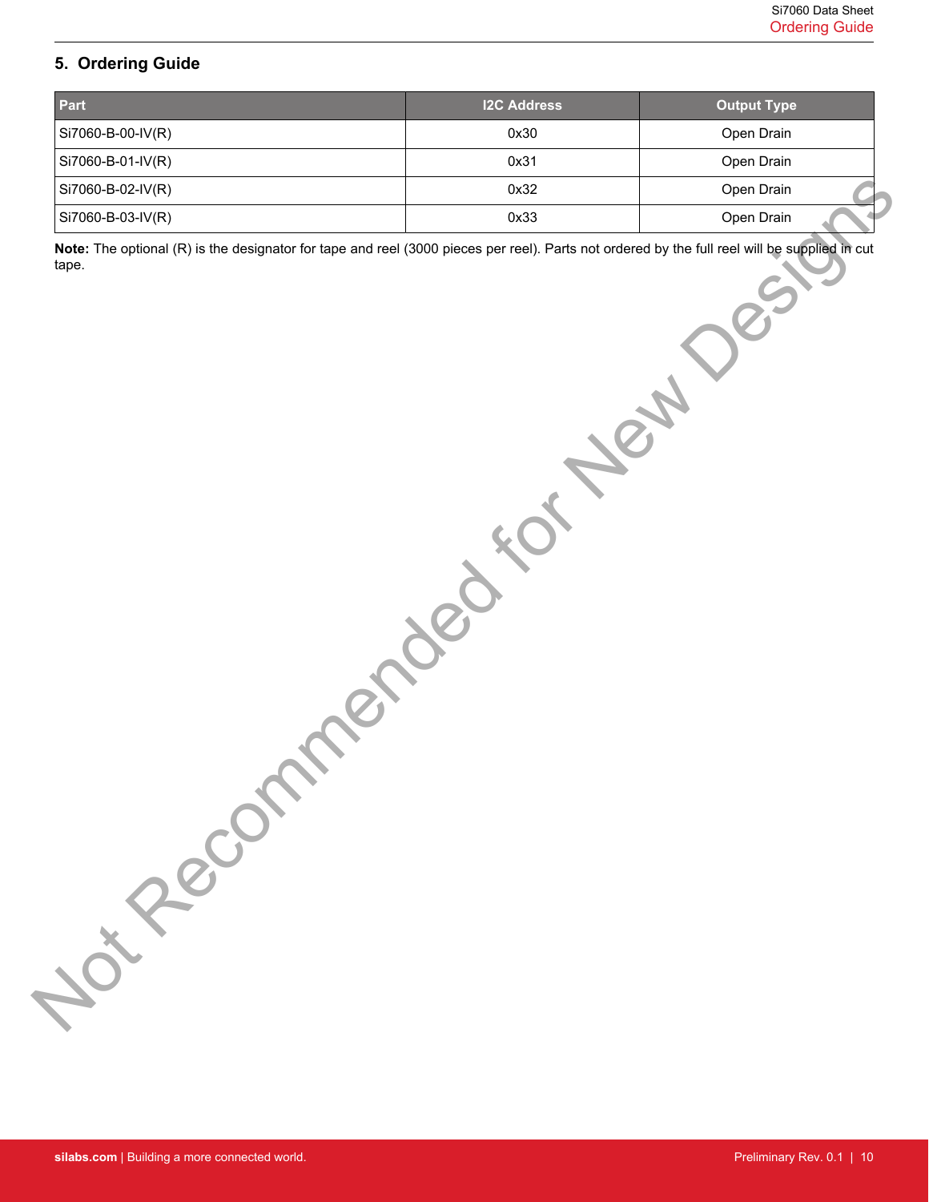## 5. Ordering Guide

| Part | I2C Address | Output Type |
|---|---|---|
| Si7060-B-00-IV(R) | 0x30 | Open Drain |
| Si7060-B-01-IV(R) | 0x31 | Open Drain |
| Si7060-B-02-IV(R) | 0x32 | Open Drain |
| Si7060-B-03-IV(R) | 0x33 | Open Drain |

**Note:** The optional (R) is the designator for tape and reel (3000 pieces per reel). Parts not ordered by the full reel will be supplied in cut tape.

Not Recommended for New Designs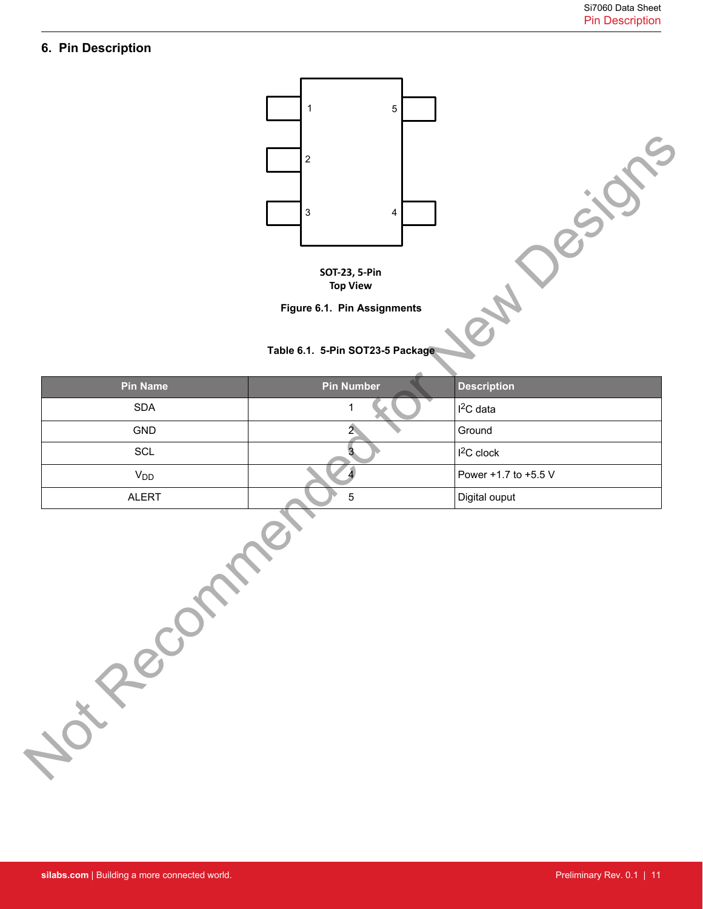# 6. Pin Description

SOT-23, 5-Pin
Top View

**Figure 6.1. Pin Assignments**

**Table 6.1. 5-Pin SOT23-5 Package**

| Pin Name | Pin Number | Description |
|---|---|---|
| SDA | 1 | $I^2C$ data |
| GND | 2 | Ground |
| SCL | 3 | $I^2C$ clock |
| $V_{DD}$ | 4 | Power +1.7 to +5.5 V |
| ALERT | 5 | Digital ouput |

Not Recommended for New Designs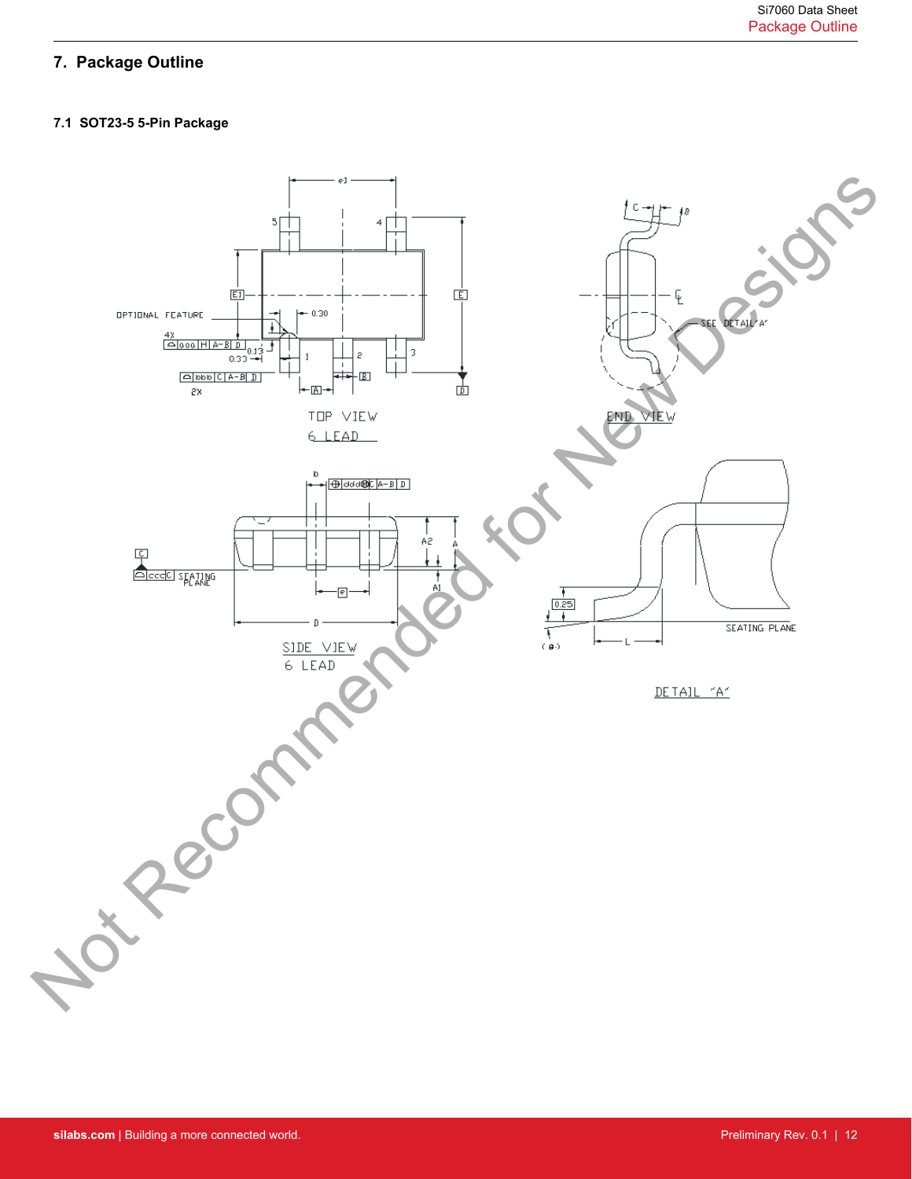# 7. Package Outline

### 7.1 SOT23-5 5-Pin Package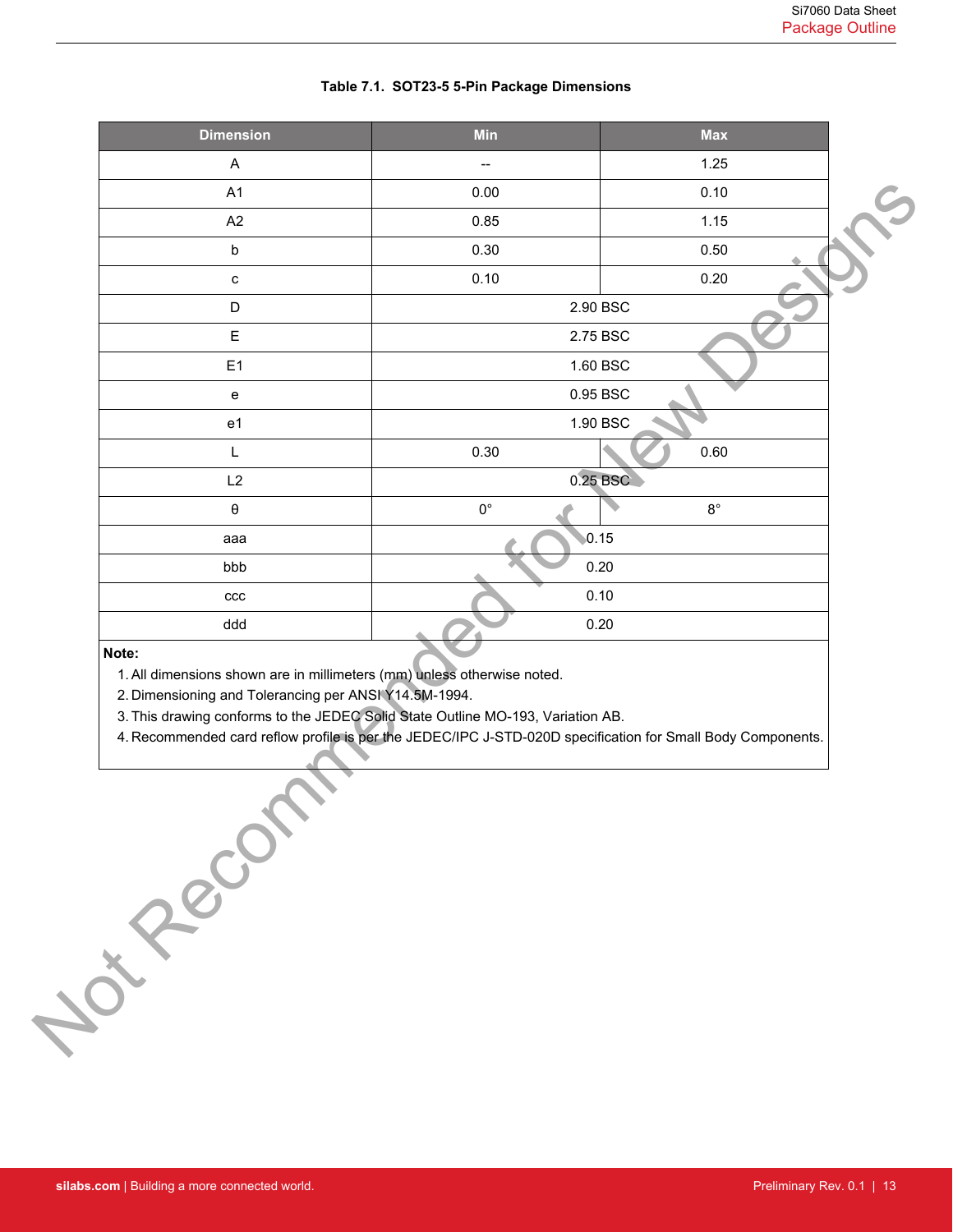**Table 7.1. SOT23-5 5-Pin Package Dimensions**

| Dimension | Min | Max |
|---|---|---|
| A | -- | 1.25 |
| A1 | 0.00 | 0.10 |
| A2 | 0.85 | 1.15 |
| b | 0.30 | 0.50 |
| c | 0.10 | 0.20 |
| D | 2.90 BSC | |
| E | 2.75 BSC | |
| E1 | 1.60 BSC | |
| e | 0.95 BSC | |
| e1 | 1.90 BSC | |
| L | 0.30 | 0.60 |
| L2 | 0.25 BSC | |
| θ | 0° | 8° |
| aaa | 0.15 | |
| bbb | 0.20 | |
| ccc | 0.10 | |
| ddd | 0.20 | |

**Note:**

1. All dimensions shown are in millimeters (mm) unless otherwise noted.
2. Dimensioning and Tolerancing per ANSI Y14.5M-1994.
3. This drawing conforms to the JEDEC Solid State Outline MO-193, Variation AB.
4. Recommended card reflow profile is per the JEDEC/IPC J-STD-020D specification for Small Body Components.

Not Recommended for New Designs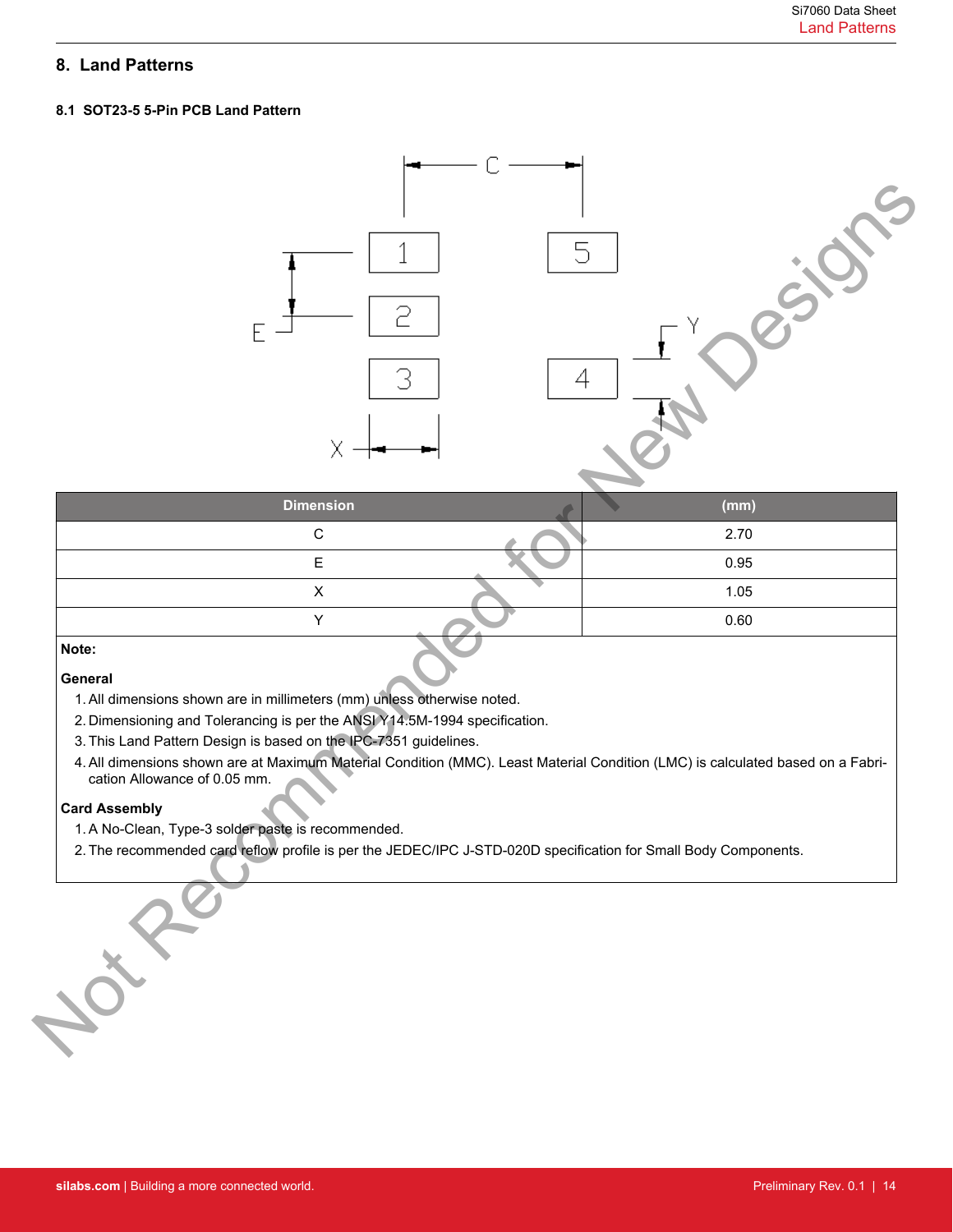## 8. Land Patterns

### 8.1 SOT23-5 5-Pin PCB Land Pattern

| Dimension | (mm) |
| --- | --- |
| C | 2.70 |
| E | 0.95 |
| X | 1.05 |
| Y | 0.60 |

**Note:**

**General**

1. All dimensions shown are in millimeters (mm) unless otherwise noted.
2. Dimensioning and Tolerancing is per the ANSI Y14.5M-1994 specification.
3. This Land Pattern Design is based on the IPC-7351 guidelines.
4. All dimensions shown are at Maximum Material Condition (MMC). Least Material Condition (LMC) is calculated based on a Fabrication Allowance of 0.05 mm.

**Card Assembly**

1. A No-Clean, Type-3 solder paste is recommended.
2. The recommended card reflow profile is per the JEDEC/IPC J-STD-020D specification for Small Body Components.

Not Recommended for New Designs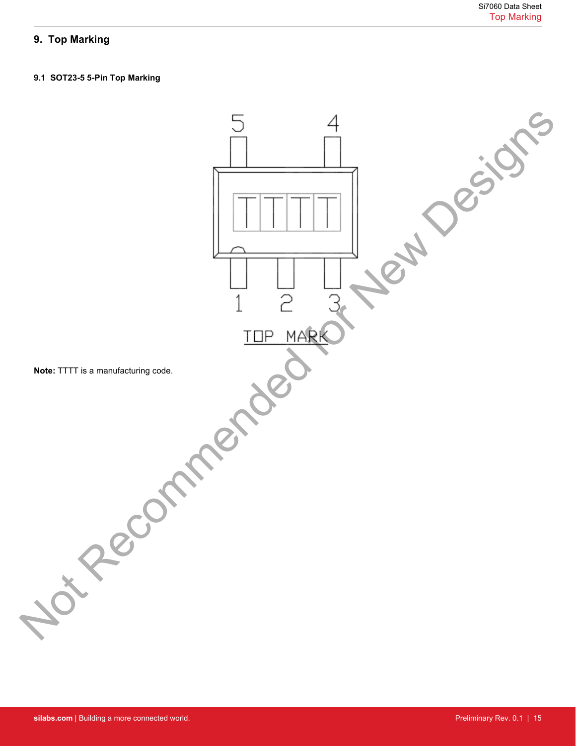# 9. Top Marking

### 9.1 SOT23-5 5-Pin Top Marking

**Note:** TTTT is a manufacturing code.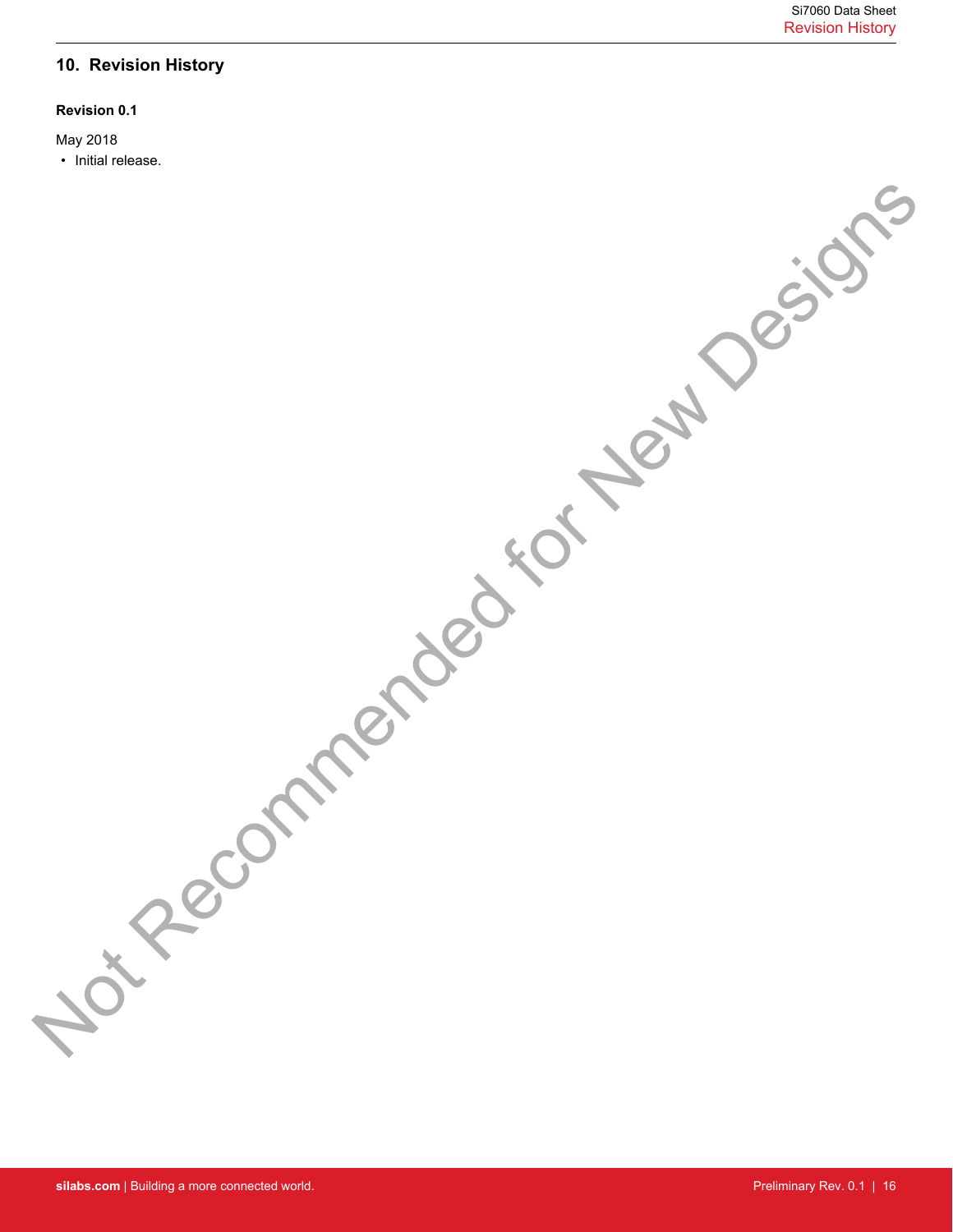## 10. Revision History

**Revision 0.1**

May 2018

- Initial release.

Not Recommended for New Designs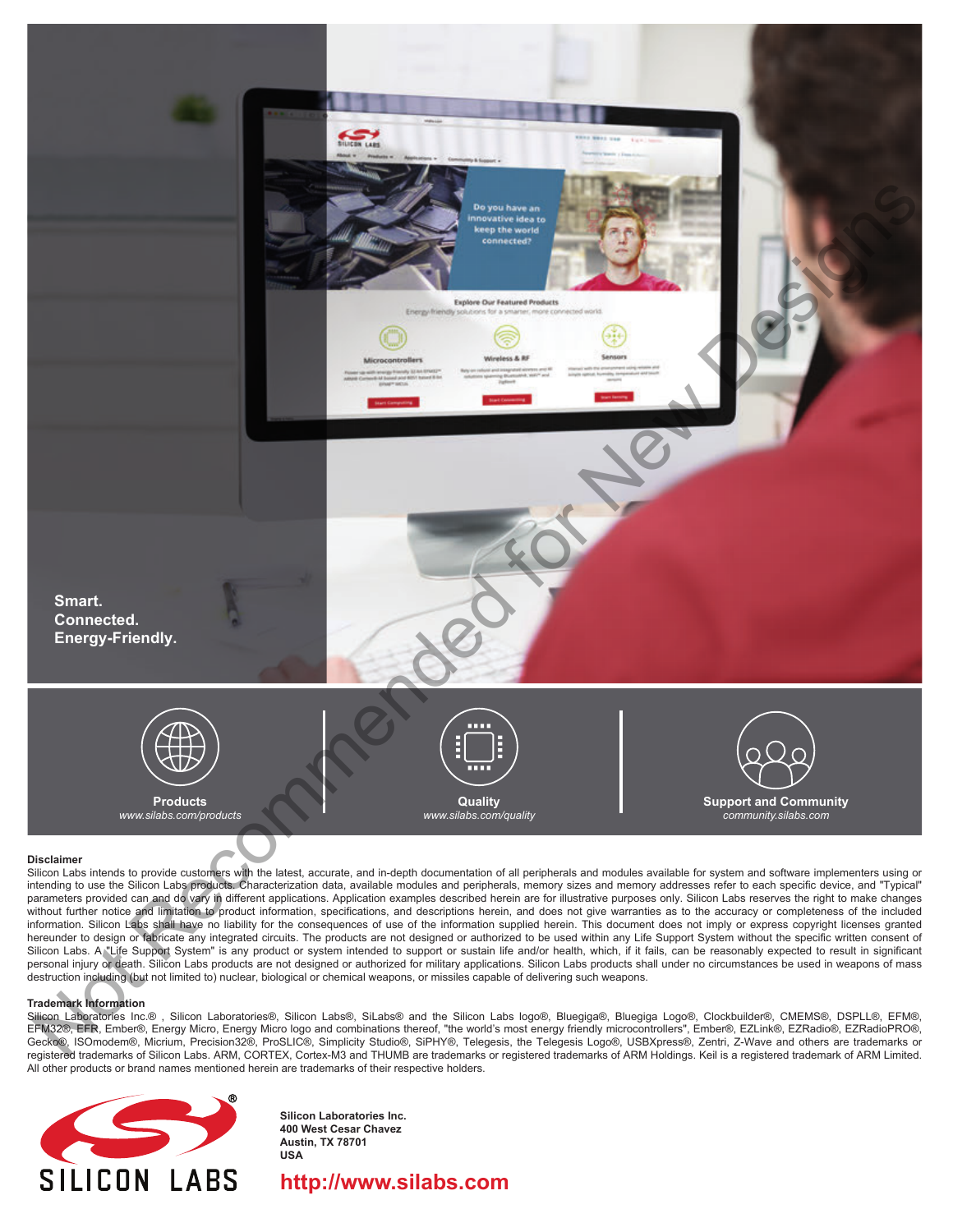Smart.
Connected.
Energy-Friendly.

**Products**
*www.silabs.com/products*

**Quality**
*www.silabs.com/quality*

**Support and Community**
*community.silabs.com*

Not Recommended for New Designs

**Disclaimer**

Silicon Labs intends to provide customers with the latest, accurate, and in-depth documentation of all peripherals and modules available for system and software implementers using or intending to use the Silicon Labs products. Characterization data, available modules and peripherals, memory sizes and memory addresses refer to each specific device, and "Typical" parameters provided can and do vary in different applications. Application examples described herein are for illustrative purposes only. Silicon Labs reserves the right to make changes without further notice and limitation to product information, specifications, and descriptions herein, and does not give warranties as to the accuracy or completeness of the included information. Silicon Labs shall have no liability for the consequences of use of the information supplied herein. This document does not imply or express copyright licenses granted hereunder to design or fabricate any integrated circuits. The products are not designed or authorized to be used within any Life Support System without the specific written consent of Silicon Labs. A "Life Support System" is any product or system intended to support or sustain life and/or health, which, if it fails, can be reasonably expected to result in significant personal injury or death. Silicon Labs products are not designed or authorized for military applications. Silicon Labs products shall under no circumstances be used in weapons of mass destruction including (but not limited to) nuclear, biological or chemical weapons, or missiles capable of delivering such weapons.

**Trademark Information**

Silicon Laboratories Inc.® , Silicon Laboratories®, Silicon Labs®, SiLabs® and the Silicon Labs logo®, Bluegiga®, Bluegiga Logo®, Clockbuilder®, CMEMS®, DSPLL®, EFM®, EFM32®, EFR, Ember®, Energy Micro, Energy Micro logo and combinations thereof, "the world's most energy friendly microcontrollers", Ember®, EZLink®, EZRadio®, EZRadioPRO®, Gecko®, ISOmodem®, Micrium, Precision32®, ProSLIC®, Simplicity Studio®, SiPHY®, Telegesis, the Telegesis Logo®, USBXpress®, Zentri, Z-Wave and others are trademarks or registered trademarks of Silicon Labs. ARM, CORTEX, Cortex-M3 and THUMB are trademarks or registered trademarks of ARM Holdings. Keil is a registered trademark of ARM Limited. All other products or brand names mentioned herein are trademarks of their respective holders.

SILICON LABS

**Silicon Laboratories Inc.**
**400 West Cesar Chavez**
**Austin, TX 78701**
**USA**

**http://www.silabs.com**